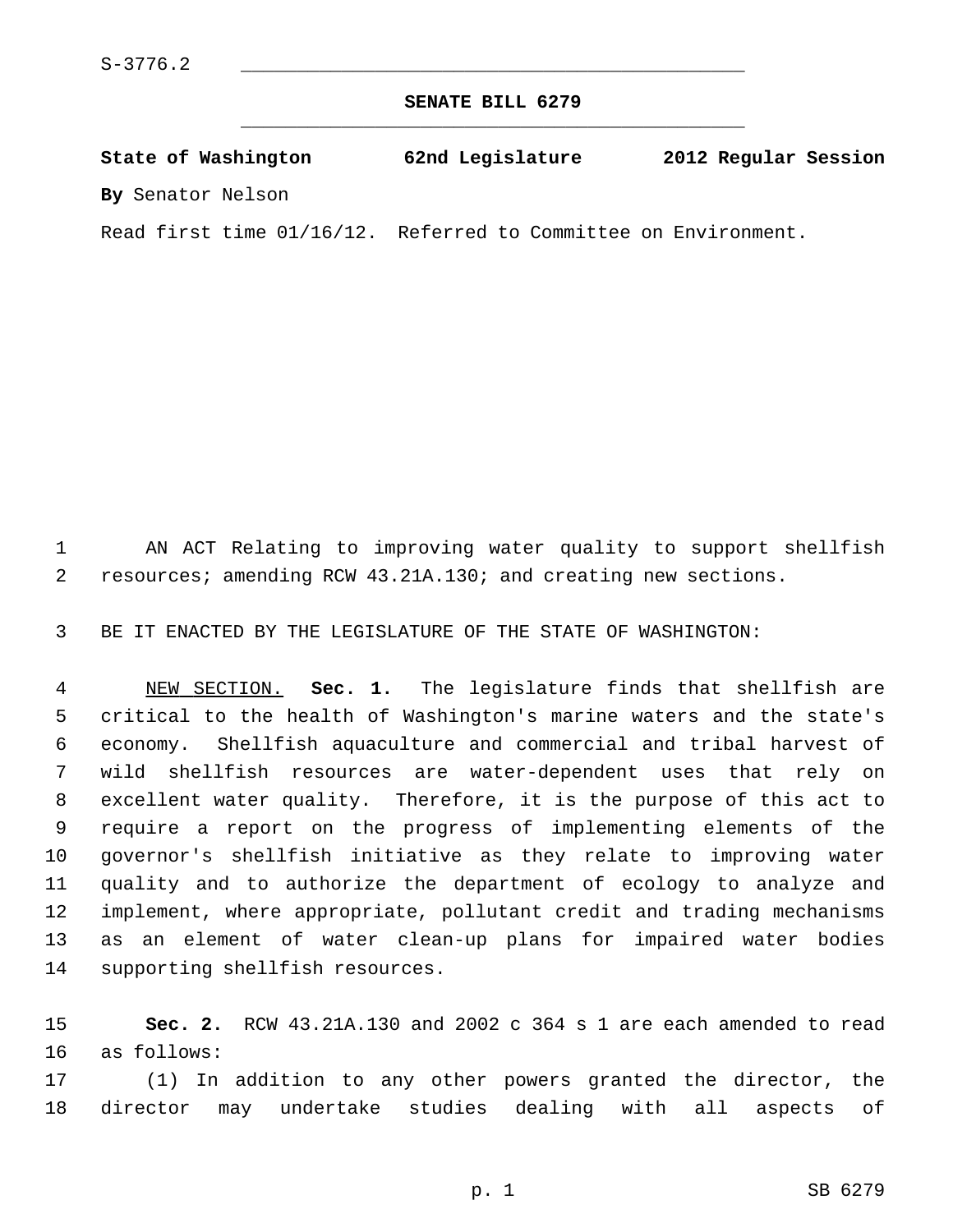S-3776.2

# SENATE BILL 6279

**State of Washington 62nd Legislature 2012 Regular Session**

**By** Senator Nelson

Read first time 01/16/12. Referred to Committee on Environment.

AN ACT Relating to improving water quality to support shellfish resources; amending RCW 43.21A.130; and creating new sections.

BE IT ENACTED BY THE LEGISLATURE OF THE STATE OF WASHINGTON:

NEW SECTION. **Sec. 1.** The legislature finds that shellfish are critical to the health of Washington's marine waters and the state's economy. Shellfish aquaculture and commercial and tribal harvest of wild shellfish resources are water-dependent uses that rely on excellent water quality. Therefore, it is the purpose of this act to require a report on the progress of implementing elements of the governor's shellfish initiative as they relate to improving water quality and to authorize the department of ecology to analyze and implement, where appropriate, pollutant credit and trading mechanisms as an element of water clean-up plans for impaired water bodies supporting shellfish resources.

**Sec. 2.** RCW 43.21A.130 and 2002 c 364 s 1 are each amended to read as follows:

(1) In addition to any other powers granted the director, the director may undertake studies dealing with all aspects of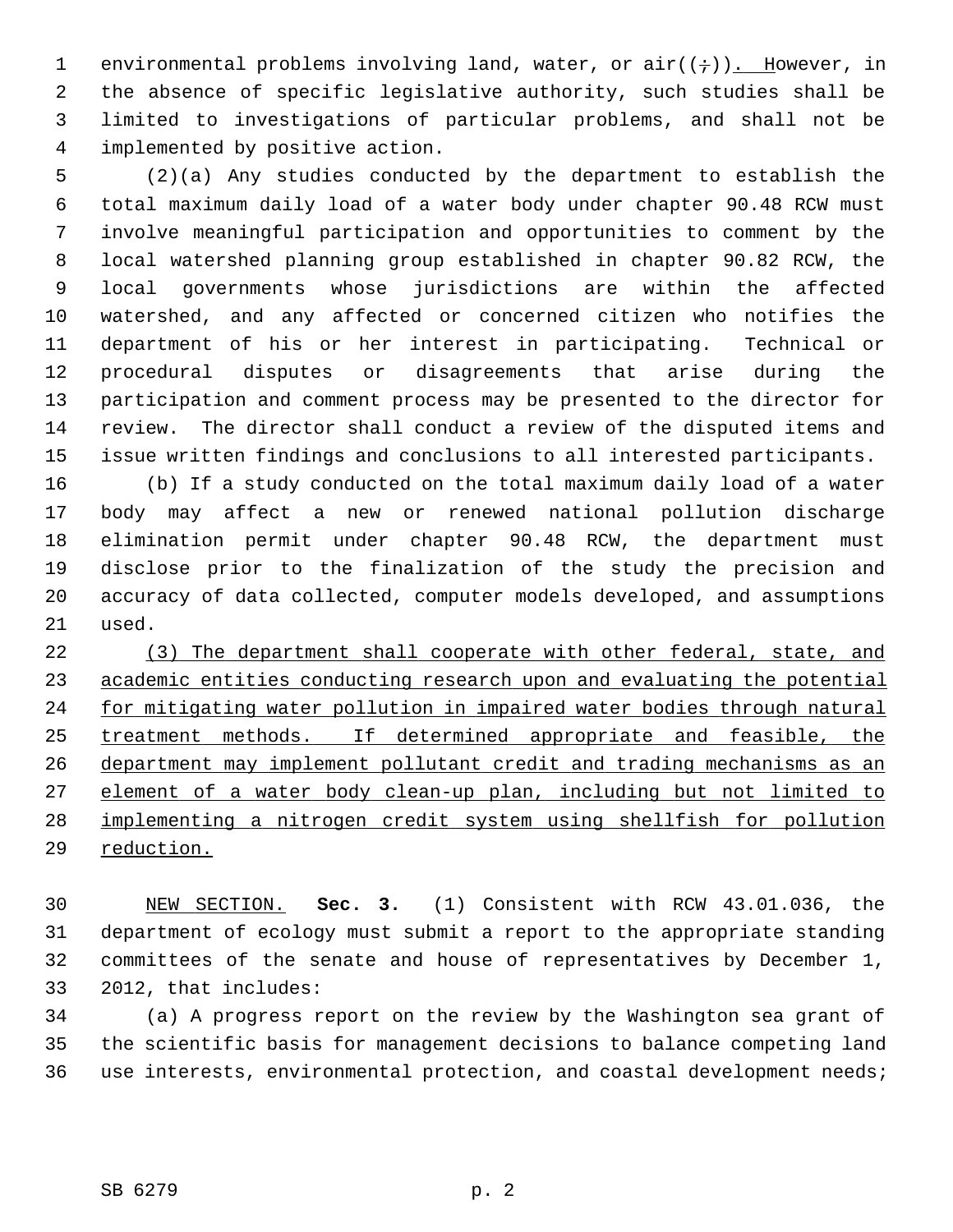environmental problems involving land, water, or air((;)). However, in the absence of specific legislative authority, such studies shall be limited to investigations of particular problems, and shall not be implemented by positive action.

(2)(a) Any studies conducted by the department to establish the total maximum daily load of a water body under chapter 90.48 RCW must involve meaningful participation and opportunities to comment by the local watershed planning group established in chapter 90.82 RCW, the local governments whose jurisdictions are within the affected watershed, and any affected or concerned citizen who notifies the department of his or her interest in participating. Technical or procedural disputes or disagreements that arise during the participation and comment process may be presented to the director for review. The director shall conduct a review of the disputed items and issue written findings and conclusions to all interested participants.

(b) If a study conducted on the total maximum daily load of a water body may affect a new or renewed national pollution discharge elimination permit under chapter 90.48 RCW, the department must disclose prior to the finalization of the study the precision and accuracy of data collected, computer models developed, and assumptions used.

(3) The department shall cooperate with other federal, state, and academic entities conducting research upon and evaluating the potential for mitigating water pollution in impaired water bodies through natural treatment methods. If determined appropriate and feasible, the department may implement pollutant credit and trading mechanisms as an element of a water body clean-up plan, including but not limited to implementing a nitrogen credit system using shellfish for pollution reduction.

NEW SECTION. **Sec. 3.** (1) Consistent with RCW 43.01.036, the department of ecology must submit a report to the appropriate standing committees of the senate and house of representatives by December 1, 2012, that includes:

(a) A progress report on the review by the Washington sea grant of the scientific basis for management decisions to balance competing land use interests, environmental protection, and coastal development needs;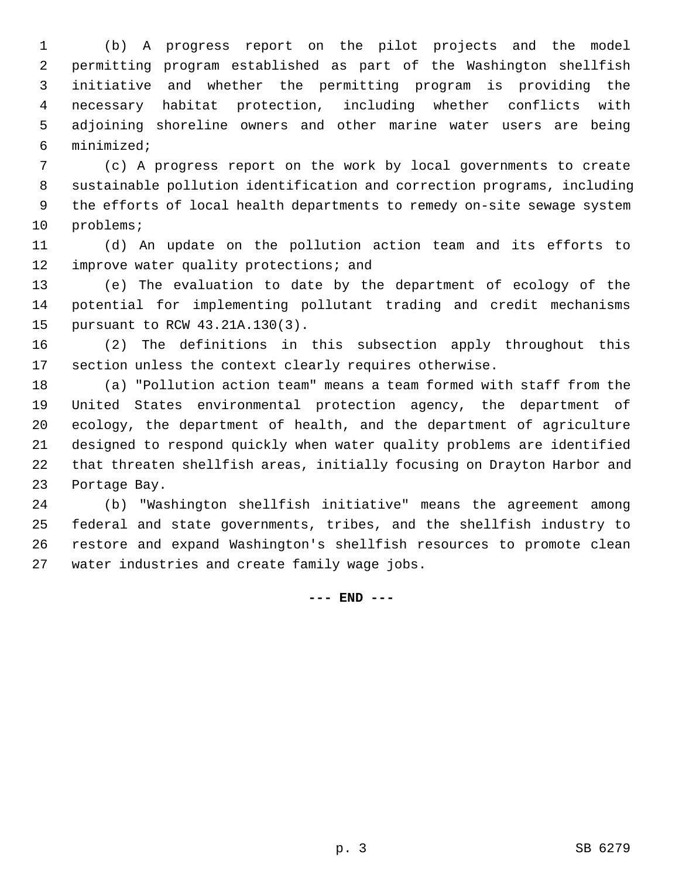(b) A progress report on the pilot projects and the model permitting program established as part of the Washington shellfish initiative and whether the permitting program is providing the necessary habitat protection, including whether conflicts with adjoining shoreline owners and other marine water users are being minimized;

(c) A progress report on the work by local governments to create sustainable pollution identification and correction programs, including the efforts of local health departments to remedy on-site sewage system problems;

(d) An update on the pollution action team and its efforts to improve water quality protections; and

(e) The evaluation to date by the department of ecology of the potential for implementing pollutant trading and credit mechanisms pursuant to RCW 43.21A.130(3).

(2) The definitions in this subsection apply throughout this section unless the context clearly requires otherwise.

(a) "Pollution action team" means a team formed with staff from the United States environmental protection agency, the department of ecology, the department of health, and the department of agriculture designed to respond quickly when water quality problems are identified that threaten shellfish areas, initially focusing on Drayton Harbor and Portage Bay.

(b) "Washington shellfish initiative" means the agreement among federal and state governments, tribes, and the shellfish industry to restore and expand Washington's shellfish resources to promote clean water industries and create family wage jobs.

**--- END ---**